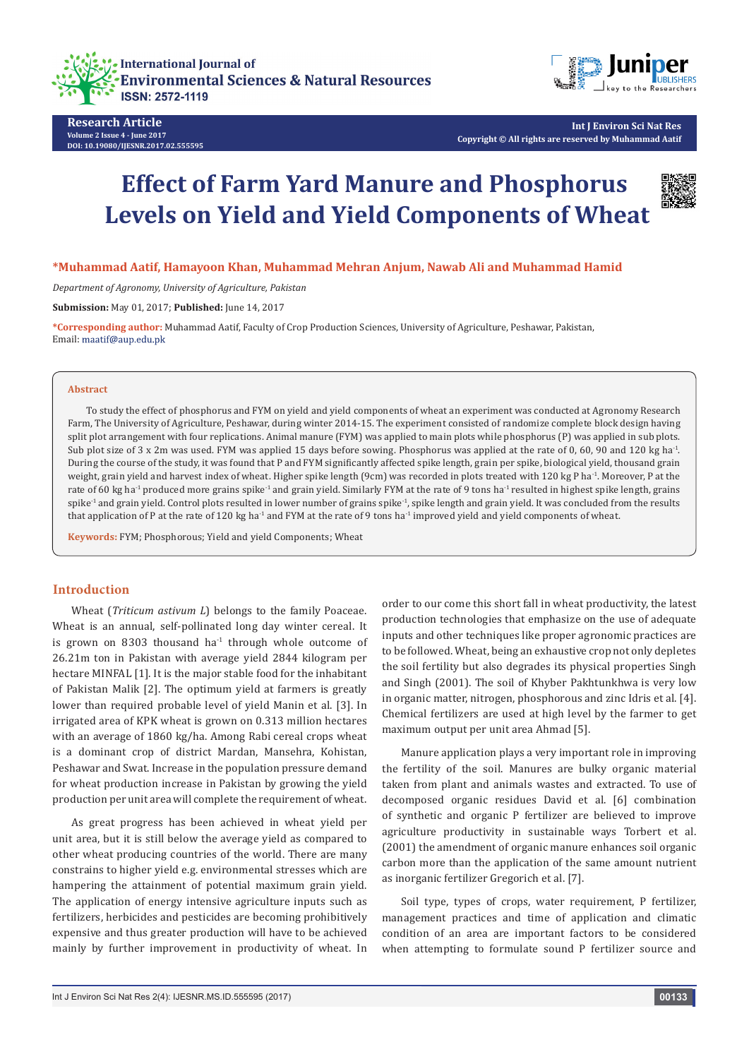# Effect of Farm Yard Manure and Phosphorus Levels on Yield and Yield Components of Wheat

**\*Muhammad Aatif, Hamayoon Khan, Muhammad Mehran Anjum, Nawab Ali and Muhammad Hamid**

*Department of Agronomy, University of Agriculture, Pakistan*

**Submission:** May 01, 2017; **Published:** June 14, 2017

**\*Corresponding author:** Muhammad Aatif, Faculty of Crop Production Sciences, University of Agriculture, Peshawar, Pakistan, Email: maatif@aup.edu.pk

## Abstract

To study the effect of phosphorus and FYM on yield and yield components of wheat an experiment was conducted at Agronomy Research Farm, The University of Agriculture, Peshawar, during winter 2014-15. The experiment consisted of randomize complete block design having split plot arrangement with four replications. Animal manure (FYM) was applied to main plots while phosphorus (P) was applied in sub plots. Sub plot size of 3 x 2m was used. FYM was applied 15 days before sowing. Phosphorus was applied at the rate of 0, 60, 90 and 120 kg $ha^{-1}$. During the course of the study, it was found that P and FYM significantly affected spike length, grain per spike, biological yield, thousand grain weight, grain yield and harvest index of wheat. Higher spike length (9cm) was recorded in plots treated with 120 kg P $ha^{-1}$. Moreover, P at the rate of 60 kg $ha^{-1}$ produced more grains $spike^{-1}$ and grain yield. Similarly FYM at the rate of 9 tons $ha^{-1}$ resulted in highest spike length, grains $spike^{-1}$ and grain yield. Control plots resulted in lower number of grains $spike^{-1}$, spike length and grain yield. It was concluded from the results that application of P at the rate of 120 kg $ha^{-1}$ and FYM at the rate of 9 tons $ha^{-1}$ improved yield and yield components of wheat.

**Keywords:** FYM; Phosphorous; Yield and yield Components; Wheat

## Introduction

Wheat (*Triticum astivum L*) belongs to the family Poaceae. Wheat is an annual, self-pollinated long day winter cereal. It is grown on 8303 thousand $ha^{-1}$ through whole outcome of 26.21m ton in Pakistan with average yield 2844 kilogram per hectare MINFAL [1]. It is the major stable food for the inhabitant of Pakistan Malik [2]. The optimum yield at farmers is greatly lower than required probable level of yield Manin et al. [3]. In irrigated area of KPK wheat is grown on 0.313 million hectares with an average of 1860 kg/ha. Among Rabi cereal crops wheat is a dominant crop of district Mardan, Mansehra, Kohistan, Peshawar and Swat. Increase in the population pressure demand for wheat production increase in Pakistan by growing the yield production per unit area will complete the requirement of wheat.

As great progress has been achieved in wheat yield per unit area, but it is still below the average yield as compared to other wheat producing countries of the world. There are many constrains to higher yield e.g. environmental stresses which are hampering the attainment of potential maximum grain yield. The application of energy intensive agriculture inputs such as fertilizers, herbicides and pesticides are becoming prohibitively expensive and thus greater production will have to be achieved mainly by further improvement in productivity of wheat. In order to our come this short fall in wheat productivity, the latest production technologies that emphasize on the use of adequate inputs and other techniques like proper agronomic practices are to be followed. Wheat, being an exhaustive crop not only depletes the soil fertility but also degrades its physical properties Singh and Singh (2001). The soil of Khyber Pakhtunkhwa is very low in organic matter, nitrogen, phosphorous and zinc Idris et al. [4]. Chemical fertilizers are used at high level by the farmer to get maximum output per unit area Ahmad [5].

Manure application plays a very important role in improving the fertility of the soil. Manures are bulky organic material taken from plant and animals wastes and extracted. To use of decomposed organic residues David et al. [6] combination of synthetic and organic P fertilizer are believed to improve agriculture productivity in sustainable ways Torbert et al. (2001) the amendment of organic manure enhances soil organic carbon more than the application of the same amount nutrient as inorganic fertilizer Gregorich et al. [7].

Soil type, types of crops, water requirement, P fertilizer, management practices and time of application and climatic condition of an area are important factors to be considered when attempting to formulate sound P fertilizer source and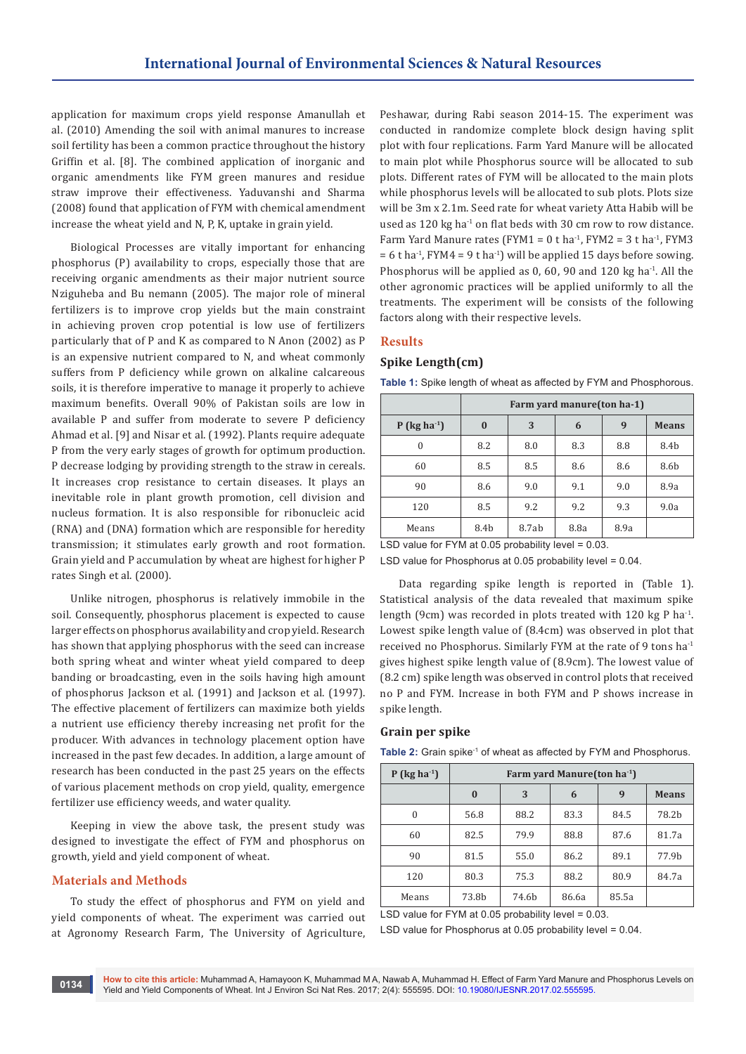application for maximum crops yield response Amanullah et al. (2010) Amending the soil with animal manures to increase soil fertility has been a common practice throughout the history Griffin et al. [8]. The combined application of inorganic and organic amendments like FYM green manures and residue straw improve their effectiveness. Yaduvanshi and Sharma (2008) found that application of FYM with chemical amendment increase the wheat yield and N, P, K, uptake in grain yield.

Biological Processes are vitally important for enhancing phosphorus (P) availability to crops, especially those that are receiving organic amendments as their major nutrient source Nziguheba and Bu nemann (2005). The major role of mineral fertilizers is to improve crop yields but the main constraint in achieving proven crop potential is low use of fertilizers particularly that of P and K as compared to N Anon (2002) as P is an expensive nutrient compared to N, and wheat commonly suffers from P deficiency while grown on alkaline calcareous soils, it is therefore imperative to manage it properly to achieve maximum benefits. Overall 90% of Pakistan soils are low in available P and suffer from moderate to severe P deficiency Ahmad et al. [9] and Nisar et al. (1992). Plants require adequate P from the very early stages of growth for optimum production. P decrease lodging by providing strength to the straw in cereals. It increases crop resistance to certain diseases. It plays an inevitable role in plant growth promotion, cell division and nucleus formation. It is also responsible for ribonucleic acid (RNA) and (DNA) formation which are responsible for heredity transmission; it stimulates early growth and root formation. Grain yield and P accumulation by wheat are highest for higher P rates Singh et al. (2000).

Unlike nitrogen, phosphorus is relatively immobile in the soil. Consequently, phosphorus placement is expected to cause larger effects on phosphorus availability and crop yield. Research has shown that applying phosphorus with the seed can increase both spring wheat and winter wheat yield compared to deep banding or broadcasting, even in the soils having high amount of phosphorus Jackson et al. (1991) and Jackson et al. (1997). The effective placement of fertilizers can maximize both yields a nutrient use efficiency thereby increasing net profit for the producer. With advances in technology placement option have increased in the past few decades. In addition, a large amount of research has been conducted in the past 25 years on the effects of various placement methods on crop yield, quality, emergence fertilizer use efficiency weeds, and water quality.

Keeping in view the above task, the present study was designed to investigate the effect of FYM and phosphorus on growth, yield and yield component of wheat.

## Materials and Methods

To study the effect of phosphorus and FYM on yield and yield components of wheat. The experiment was carried out at Agronomy Research Farm, The University of Agriculture, Peshawar, during Rabi season 2014-15. The experiment was conducted in randomize complete block design having split plot with four replications. Farm Yard Manure will be allocated to main plot while Phosphorus source will be allocated to sub plots. Different rates of FYM will be allocated to the main plots while phosphorus levels will be allocated to sub plots. Plots size will be 3m x 2.1m. Seed rate for wheat variety Atta Habib will be used as 120 kg ha$^{-1}$ on flat beds with 30 cm row to row distance. Farm Yard Manure rates (FYM1 = 0 t ha$^{-1}$, FYM2 = 3 t ha$^{-1}$, FYM3 = 6 t ha$^{-1}$, FYM4 = 9 t ha$^{-1}$) will be applied 15 days before sowing. Phosphorus will be applied as 0, 60, 90 and 120 kg ha$^{-1}$. All the other agronomic practices will be applied uniformly to all the treatments. The experiment will be consists of the following factors along with their respective levels.

## Results

### Spike Length(cm)

**Table 1:** Spike length of wheat as affected by FYM and Phosphorus.

| | Farm yard manure(ton ha-1) | | | | |
|---|---|---|---|---|---|
| P (kg ha$^{-1}$) | 0 | 3 | 6 | 9 | Means |
| 0 | 8.2 | 8.0 | 8.3 | 8.8 | 8.4b |
| 60 | 8.5 | 8.5 | 8.6 | 8.6 | 8.6b |
| 90 | 8.6 | 9.0 | 9.1 | 9.0 | 8.9a |
| 120 | 8.5 | 9.2 | 9.2 | 9.3 | 9.0a |
| Means | 8.4b | 8.7ab | 8.8a | 8.9a | |

LSD value for FYM at 0.05 probability level = 0.03.

LSD value for Phosphorus at 0.05 probability level = 0.04.

Data regarding spike length is reported in (Table 1). Statistical analysis of the data revealed that maximum spike length (9cm) was recorded in plots treated with 120 kg P ha$^{-1}$. Lowest spike length value of (8.4cm) was observed in plot that received no Phosphorus. Similarly FYM at the rate of 9 tons ha$^{-1}$ gives highest spike length value of (8.9cm). The lowest value of (8.2 cm) spike length was observed in control plots that received no P and FYM. Increase in both FYM and P shows increase in spike length.

### Grain per spike

**Table 2:** Grain spike$^{-1}$ of wheat as affected by FYM and Phosphorus.

| P (kg ha$^{-1}$) | Farm yard Manure(ton ha$^{-1}$) | | | | |
|---|---|---|---|---|---|
| | 0 | 3 | 6 | 9 | Means |
| 0 | 56.8 | 88.2 | 83.3 | 84.5 | 78.2b |
| 60 | 82.5 | 79.9 | 88.8 | 87.6 | 81.7a |
| 90 | 81.5 | 55.0 | 86.2 | 89.1 | 77.9b |
| 120 | 80.3 | 75.3 | 88.2 | 80.9 | 84.7a |
| Means | 73.8b | 74.6b | 86.6a | 85.5a | |

LSD value for FYM at 0.05 probability level = 0.03.

LSD value for Phosphorus at 0.05 probability level = 0.04.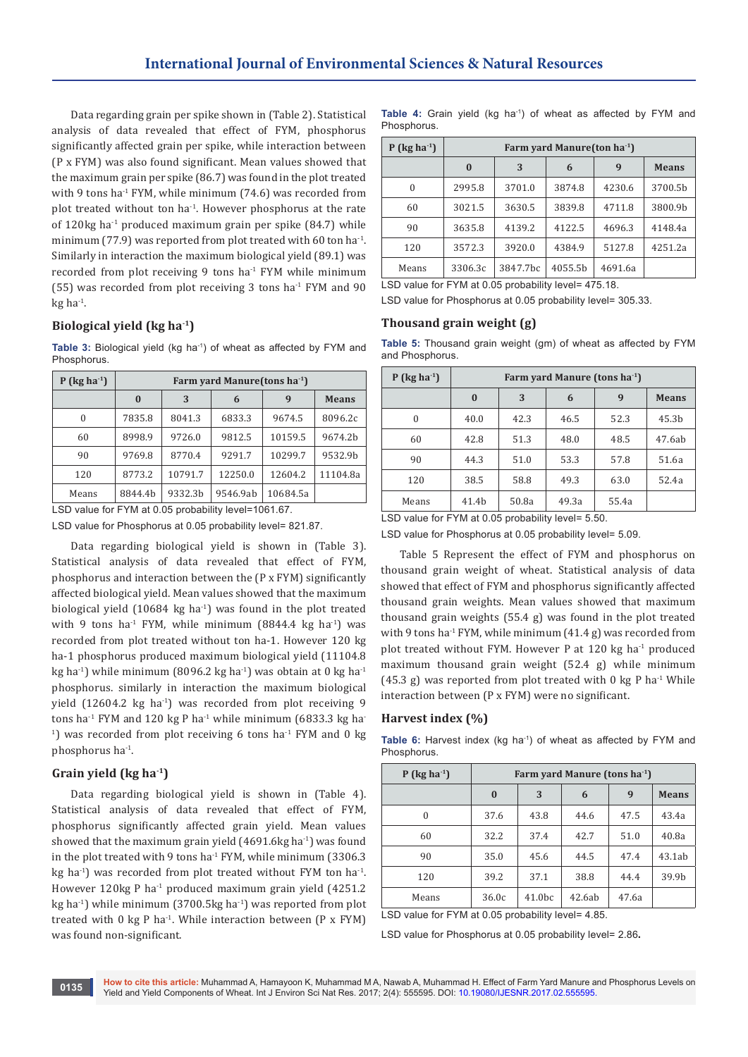Data regarding grain per spike shown in (Table 2). Statistical analysis of data revealed that effect of FYM, phosphorus significantly affected grain per spike, while interaction between (P x FYM) was also found significant. Mean values showed that the maximum grain per spike (86.7) was found in the plot treated with 9 tons ha$^{-1}$ FYM, while minimum (74.6) was recorded from plot treated without ton ha$^{-1}$. However phosphorus at the rate of 120kg ha$^{-1}$ produced maximum grain per spike (84.7) while minimum (77.9) was reported from plot treated with 60 ton ha$^{-1}$. Similarly in interaction the maximum biological yield (89.1) was recorded from plot receiving 9 tons ha$^{-1}$ FYM while minimum (55) was recorded from plot receiving 3 tons ha$^{-1}$ FYM and 90 kg ha$^{-1}$.

## Biological yield (kg ha$^{-1}$)

**Table 3:** Biological yield (kg ha$^{-1}$) of wheat as affected by FYM and Phosphorus.

| P (kg ha$^{-1}$) | Farm yard Manure(tons ha$^{-1}$) | | | | |
|---|---|---|---|---|---|
| | 0 | 3 | 6 | 9 | Means |
| 0 | 7835.8 | 8041.3 | 6833.3 | 9674.5 | 8096.2c |
| 60 | 8998.9 | 9726.0 | 9812.5 | 10159.5 | 9674.2b |
| 90 | 9769.8 | 8770.4 | 9291.7 | 10299.7 | 9532.9b |
| 120 | 8773.2 | 10791.7 | 12250.0 | 12604.2 | 11104.8a |
| Means | 8844.4b | 9332.3b | 9546.9ab | 10684.5a | |

LSD value for FYM at 0.05 probability level=1061.67.

LSD value for Phosphorus at 0.05 probability level= 821.87.

Data regarding biological yield is shown in (Table 3). Statistical analysis of data revealed that effect of FYM, phosphorus and interaction between the (P x FYM) significantly affected biological yield. Mean values showed that the maximum biological yield (10684 kg ha$^{-1}$) was found in the plot treated with 9 tons ha$^{-1}$ FYM, while minimum (8844.4 kg ha$^{-1}$) was recorded from plot treated without ton ha-1. However 120 kg ha-1 phosphorus produced maximum biological yield (11104.8 kg ha$^{-1}$) while minimum (8096.2 kg ha$^{-1}$) was obtain at 0 kg ha$^{-1}$ phosphorus. similarly in interaction the maximum biological yield (12604.2 kg ha$^{-1}$) was recorded from plot receiving 9 tons ha$^{-1}$ FYM and 120 kg P ha$^{-1}$ while minimum (6833.3 kg ha$^{-1}$) was recorded from plot receiving 6 tons ha$^{-1}$ FYM and 0 kg phosphorus ha$^{-1}$.

## Grain yield (kg ha$^{-1}$)

Data regarding biological yield is shown in (Table 4). Statistical analysis of data revealed that effect of FYM, phosphorus significantly affected grain yield. Mean values showed that the maximum grain yield (4691.6kg ha$^{-1}$) was found in the plot treated with 9 tons ha$^{-1}$ FYM, while minimum (3306.3 kg ha$^{-1}$) was recorded from plot treated without FYM ton ha$^{-1}$. However 120kg P ha$^{-1}$ produced maximum grain yield (4251.2 kg ha$^{-1}$) while minimum (3700.5kg ha$^{-1}$) was reported from plot treated with 0 kg P ha$^{-1}$. While interaction between (P x FYM) was found non-significant.

**Table 4:** Grain yield (kg ha$^{-1}$) of wheat as affected by FYM and Phosphorus.

| P (kg ha$^{-1}$) | Farm yard Manure(ton ha$^{-1}$) | | | | |
|---|---|---|---|---|---|
| | 0 | 3 | 6 | 9 | Means |
| 0 | 2995.8 | 3701.0 | 3874.8 | 4230.6 | 3700.5b |
| 60 | 3021.5 | 3630.5 | 3839.8 | 4711.8 | 3800.9b |
| 90 | 3635.8 | 4139.2 | 4122.5 | 4696.3 | 4148.4a |
| 120 | 3572.3 | 3920.0 | 4384.9 | 5127.8 | 4251.2a |
| Means | 3306.3c | 3847.7bc | 4055.5b | 4691.6a | |

LSD value for FYM at 0.05 probability level= 475.18.

LSD value for Phosphorus at 0.05 probability level= 305.33.

## Thousand grain weight (g)

**Table 5:** Thousand grain weight (gm) of wheat as affected by FYM and Phosphorus.

| P (kg ha$^{-1}$) | Farm yard Manure (tons ha$^{-1}$) | | | | |
|---|---|---|---|---|---|
| | 0 | 3 | 6 | 9 | Means |
| 0 | 40.0 | 42.3 | 46.5 | 52.3 | 45.3b |
| 60 | 42.8 | 51.3 | 48.0 | 48.5 | 47.6ab |
| 90 | 44.3 | 51.0 | 53.3 | 57.8 | 51.6a |
| 120 | 38.5 | 58.8 | 49.3 | 63.0 | 52.4a |
| Means | 41.4b | 50.8a | 49.3a | 55.4a | |

LSD value for FYM at 0.05 probability level= 5.50.

LSD value for Phosphorus at 0.05 probability level= 5.09.

Table 5 Represent the effect of FYM and phosphorus on thousand grain weight of wheat. Statistical analysis of data showed that effect of FYM and phosphorus significantly affected thousand grain weights. Mean values showed that maximum thousand grain weights (55.4 g) was found in the plot treated with 9 tons ha$^{-1}$ FYM, while minimum (41.4 g) was recorded from plot treated without FYM. However P at 120 kg ha$^{-1}$ produced maximum thousand grain weight (52.4 g) while minimum (45.3 g) was reported from plot treated with 0 kg P ha$^{-1}$ While interaction between (P x FYM) were no significant.

## Harvest index (%)

**Table 6:** Harvest index (kg ha$^{-1}$) of wheat as affected by FYM and Phosphorus.

| P (kg ha$^{-1}$) | Farm yard Manure (tons ha$^{-1}$) | | | | |
|---|---|---|---|---|---|
| | 0 | 3 | 6 | 9 | Means |
| 0 | 37.6 | 43.8 | 44.6 | 47.5 | 43.4a |
| 60 | 32.2 | 37.4 | 42.7 | 51.0 | 40.8a |
| 90 | 35.0 | 45.6 | 44.5 | 47.4 | 43.1ab |
| 120 | 39.2 | 37.1 | 38.8 | 44.4 | 39.9b |
| Means | 36.0c | 41.0bc | 42.6ab | 47.6a | |

LSD value for FYM at 0.05 probability level= 4.85.

LSD value for Phosphorus at 0.05 probability level= 2.86**.**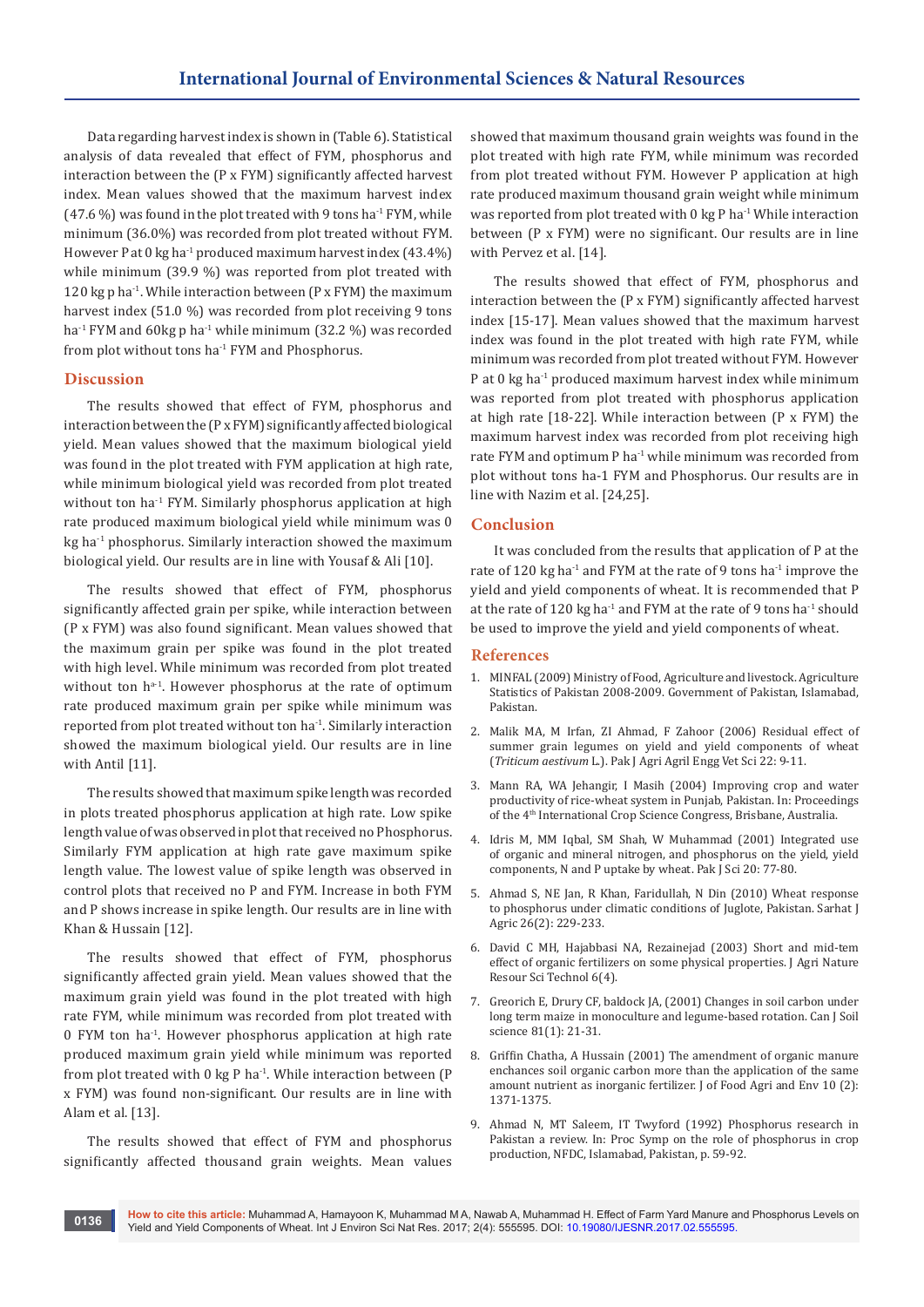Data regarding harvest index is shown in (Table 6). Statistical analysis of data revealed that effect of FYM, phosphorus and interaction between the (P x FYM) significantly affected harvest index. Mean values showed that the maximum harvest index (47.6 %) was found in the plot treated with 9 tons ha$^{-1}$ FYM, while minimum (36.0%) was recorded from plot treated without FYM. However P at 0 kg ha$^{-1}$ produced maximum harvest index (43.4%) while minimum (39.9 %) was reported from plot treated with 120 kg p ha$^{-1}$. While interaction between (P x FYM) the maximum harvest index (51.0 %) was recorded from plot receiving 9 tons ha$^{-1}$ FYM and 60kg p ha$^{-1}$ while minimum (32.2 %) was recorded from plot without tons ha$^{-1}$ FYM and Phosphorus.

## Discussion

The results showed that effect of FYM, phosphorus and interaction between the (P x FYM) significantly affected biological yield. Mean values showed that the maximum biological yield was found in the plot treated with FYM application at high rate, while minimum biological yield was recorded from plot treated without ton ha$^{-1}$ FYM. Similarly phosphorus application at high rate produced maximum biological yield while minimum was 0 kg ha$^{-1}$ phosphorus. Similarly interaction showed the maximum biological yield. Our results are in line with Yousaf & Ali [10].

The results showed that effect of FYM, phosphorus significantly affected grain per spike, while interaction between (P x FYM) was also found significant. Mean values showed that the maximum grain per spike was found in the plot treated with high level. While minimum was recorded from plot treated without ton h$^{a-1}$. However phosphorus at the rate of optimum rate produced maximum grain per spike while minimum was reported from plot treated without ton ha$^{-1}$. Similarly interaction showed the maximum biological yield. Our results are in line with Antil [11].

The results showed that maximum spike length was recorded in plots treated phosphorus application at high rate. Low spike length value of was observed in plot that received no Phosphorus. Similarly FYM application at high rate gave maximum spike length value. The lowest value of spike length was observed in control plots that received no P and FYM. Increase in both FYM and P shows increase in spike length. Our results are in line with Khan & Hussain [12].

The results showed that effect of FYM, phosphorus significantly affected grain yield. Mean values showed that the maximum grain yield was found in the plot treated with high rate FYM, while minimum was recorded from plot treated with 0 FYM ton ha$^{-1}$. However phosphorus application at high rate produced maximum grain yield while minimum was reported from plot treated with 0 kg P ha$^{-1}$. While interaction between (P x FYM) was found non-significant. Our results are in line with Alam et al. [13].

The results showed that effect of FYM and phosphorus significantly affected thousand grain weights. Mean values showed that maximum thousand grain weights was found in the plot treated with high rate FYM, while minimum was recorded from plot treated without FYM. However P application at high rate produced maximum thousand grain weight while minimum was reported from plot treated with 0 kg P ha$^{-1}$ While interaction between (P x FYM) were no significant. Our results are in line with Pervez et al. [14].

The results showed that effect of FYM, phosphorus and interaction between the (P x FYM) significantly affected harvest index [15-17]. Mean values showed that the maximum harvest index was found in the plot treated with high rate FYM, while minimum was recorded from plot treated without FYM. However P at 0 kg ha$^{-1}$ produced maximum harvest index while minimum was reported from plot treated with phosphorus application at high rate [18-22]. While interaction between (P x FYM) the maximum harvest index was recorded from plot receiving high rate FYM and optimum P ha$^{-1}$ while minimum was recorded from plot without tons ha-1 FYM and Phosphorus. Our results are in line with Nazim et al. [24,25].

## Conclusion

It was concluded from the results that application of P at the rate of 120 kg ha$^{-1}$ and FYM at the rate of 9 tons ha$^{-1}$ improve the yield and yield components of wheat. It is recommended that P at the rate of 120 kg ha$^{-1}$ and FYM at the rate of 9 tons ha$^{-1}$ should be used to improve the yield and yield components of wheat.

## References

1. MINFAL (2009) Ministry of Food, Agriculture and livestock. Agriculture Statistics of Pakistan 2008-2009. Government of Pakistan, Islamabad, Pakistan.
2. Malik MA, M Irfan, ZI Ahmad, F Zahoor (2006) Residual effect of summer grain legumes on yield and yield components of wheat (*Triticum aestivum* L.). Pak J Agri Agril Engg Vet Sci 22: 9-11.
3. Mann RA, WA Jehangir, I Masih (2004) Improving crop and water productivity of rice-wheat system in Punjab, Pakistan. In: Proceedings of the 4th International Crop Science Congress, Brisbane, Australia.
4. Idris M, MM Iqbal, SM Shah, W Muhammad (2001) Integrated use of organic and mineral nitrogen, and phosphorus on the yield, yield components, N and P uptake by wheat. Pak J Sci 20: 77-80.
5. Ahmad S, NE Jan, R Khan, Faridullah, N Din (2010) Wheat response to phosphorus under climatic conditions of Juglote, Pakistan. Sarhat J Agric 26(2): 229-233.
6. David C MH, Hajabbasi NA, Rezainejad (2003) Short and mid-tem effect of organic fertilizers on some physical properties. J Agri Nature Resour Sci Technol 6(4).
7. Greorich E, Drury CF, baldock JA, (2001) Changes in soil carbon under long term maize in monoculture and legume-based rotation. Can J Soil science 81(1): 21-31.
8. Griffin Chatha, A Hussain (2001) The amendment of organic manure enchances soil organic carbon more than the application of the same amount nutrient as inorganic fertilizer. J of Food Agri and Env 10 (2): 1371-1375.
9. Ahmad N, MT Saleem, IT Twyford (1992) Phosphorus research in Pakistan a review. In: Proc Symp on the role of phosphorus in crop production, NFDC, Islamabad, Pakistan, p. 59-92.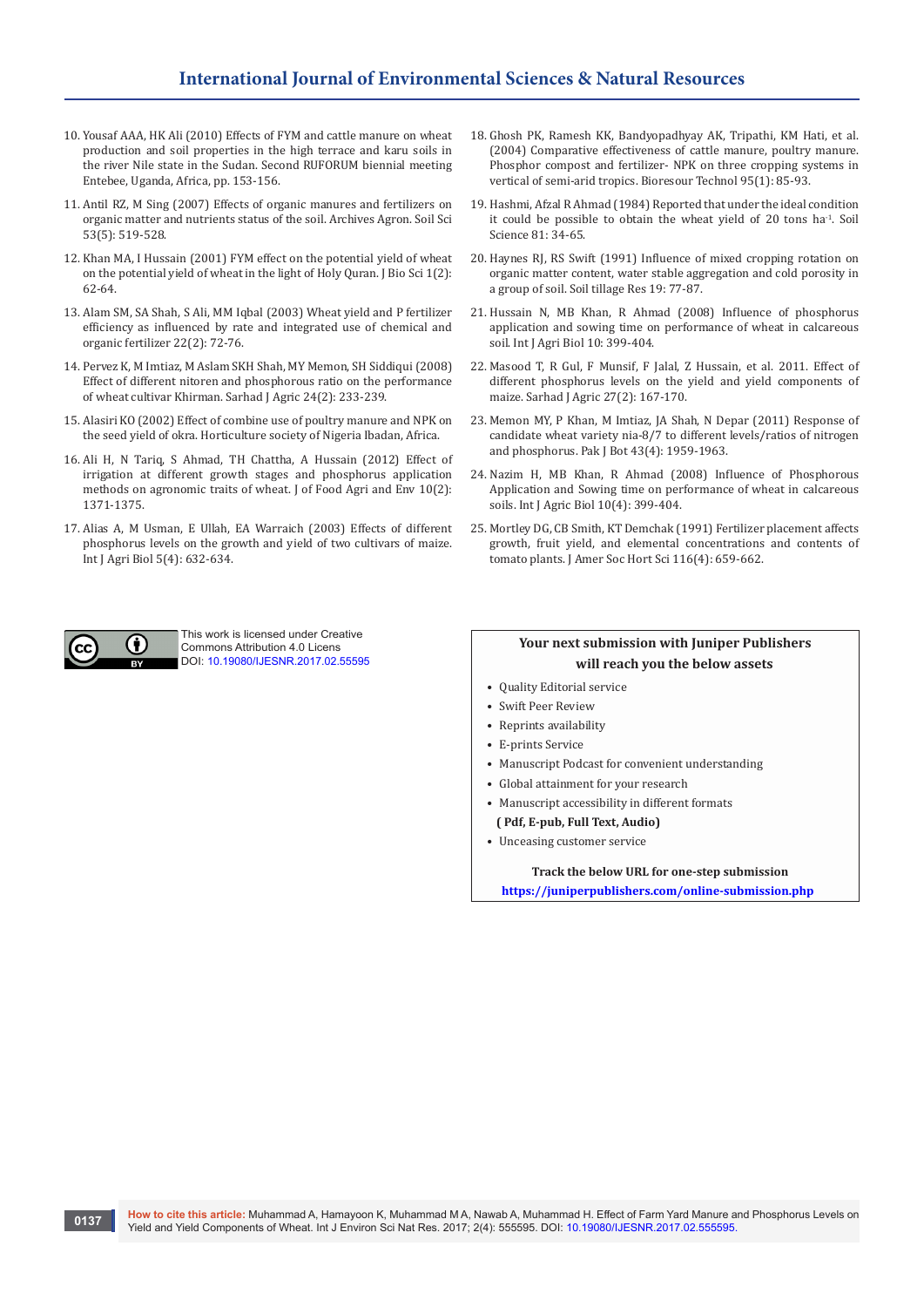10. Yousaf AAA, HK Ali (2010) Effects of FYM and cattle manure on wheat production and soil properties in the high terrace and karu soils in the river Nile state in the Sudan. Second RUFORUM biennial meeting Entebee, Uganda, Africa, pp. 153-156.

11. Antil RZ, M Sing (2007) Effects of organic manures and fertilizers on organic matter and nutrients status of the soil. Archives Agron. Soil Sci 53(5): 519-528.

12. Khan MA, I Hussain (2001) FYM effect on the potential yield of wheat on the potential yield of wheat in the light of Holy Quran. J Bio Sci 1(2): 62-64.

13. Alam SM, SA Shah, S Ali, MM Iqbal (2003) Wheat yield and P fertilizer efficiency as influenced by rate and integrated use of chemical and organic fertilizer 22(2): 72-76.

14. Pervez K, M Imtiaz, M Aslam SKH Shah, MY Memon, SH Siddiqui (2008) Effect of different nitoren and phosphorous ratio on the performance of wheat cultivar Khirman. Sarhad J Agric 24(2): 233-239.

15. Alasiri KO (2002) Effect of combine use of poultry manure and NPK on the seed yield of okra. Horticulture society of Nigeria Ibadan, Africa.

16. Ali H, N Tariq, S Ahmad, TH Chattha, A Hussain (2012) Effect of irrigation at different growth stages and phosphorus application methods on agronomic traits of wheat. J of Food Agri and Env 10(2): 1371-1375.

17. Alias A, M Usman, E Ullah, EA Warraich (2003) Effects of different phosphorus levels on the growth and yield of two cultivars of maize. Int J Agri Biol 5(4): 632-634.

18. Ghosh PK, Ramesh KK, Bandyopadhyay AK, Tripathi, KM Hati, et al. (2004) Comparative effectiveness of cattle manure, poultry manure. Phosphor compost and fertilizer- NPK on three cropping systems in vertical of semi-arid tropics. Bioresour Technol 95(1): 85-93.

19. Hashmi, Afzal R Ahmad (1984) Reported that under the ideal condition it could be possible to obtain the wheat yield of 20 tons ha$^{-1}$. Soil Science 81: 34-65.

20. Haynes RJ, RS Swift (1991) Influence of mixed cropping rotation on organic matter content, water stable aggregation and cold porosity in a group of soil. Soil tillage Res 19: 77-87.

21. Hussain N, MB Khan, R Ahmad (2008) Influence of phosphorus application and sowing time on performance of wheat in calcareous soil. Int J Agri Biol 10: 399-404.

22. Masood T, R Gul, F Munsif, F Jalal, Z Hussain, et al. 2011. Effect of different phosphorus levels on the yield and yield components of maize. Sarhad J Agric 27(2): 167-170.

23. Memon MY, P Khan, M Imtiaz, JA Shah, N Depar (2011) Response of candidate wheat variety nia-8/7 to different levels/ratios of nitrogen and phosphorus. Pak J Bot 43(4): 1959-1963.

24. Nazim H, MB Khan, R Ahmad (2008) Influence of Phosphorous Application and Sowing time on performance of wheat in calcareous soils. Int J Agric Biol 10(4): 399-404.

25. Mortley DG, CB Smith, KT Demchak (1991) Fertilizer placement affects growth, fruit yield, and elemental concentrations and contents of tomato plants. J Amer Soc Hort Sci 116(4): 659-662.

This work is licensed under Creative Commons Attribution 4.0 Licens
DOI: 10.19080/IJESNR.2017.02.55595

**Your next submission with Juniper Publishers will reach you the below assets**

- Quality Editorial service
- Swift Peer Review
- Reprints availability
- E-prints Service
- Manuscript Podcast for convenient understanding
- Global attainment for your research
- Manuscript accessibility in different formats
  **( Pdf, E-pub, Full Text, Audio)**
- Unceasing customer service

**Track the below URL for one-step submission**
**https://juniperpublishers.com/online-submission.php**

**How to cite this article:** Muhammad A, Hamayoon K, Muhammad M A, Nawab A, Muhammad H. Effect of Farm Yard Manure and Phosphorus Levels on Yield and Yield Components of Wheat. Int J Environ Sci Nat Res. 2017; 2(4): 555595. DOI: 10.19080/IJESNR.2017.02.555595.